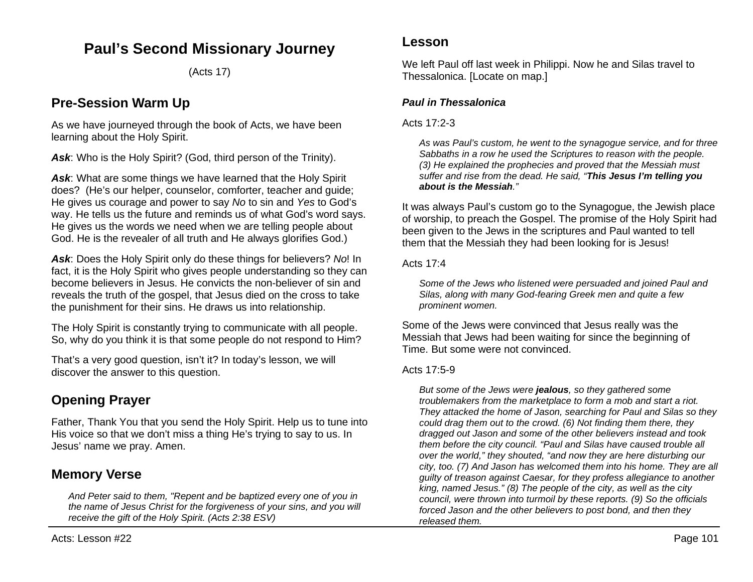# Paul's Second Missionary Journey

(Acts 17)

## Pre-Session Warm Up

As we have journeyed through the book of Acts, we have been learning about the Holy Spirit.

***Ask***: Who is the Holy Spirit? (God, third person of the Trinity).

***Ask***: What are some things we have learned that the Holy Spirit does? (He's our helper, counselor, comforter, teacher and guide; He gives us courage and power to say *No* to sin and *Yes* to God's way. He tells us the future and reminds us of what God's word says. He gives us the words we need when we are telling people about God. He is the revealer of all truth and He always glorifies God.)

***Ask***: Does the Holy Spirit only do these things for believers? *No*! In fact, it is the Holy Spirit who gives people understanding so they can become believers in Jesus. He convicts the non-believer of sin and reveals the truth of the gospel, that Jesus died on the cross to take the punishment for their sins. He draws us into relationship.

The Holy Spirit is constantly trying to communicate with all people. So, why do you think it is that some people do not respond to Him?

That's a very good question, isn't it? In today's lesson, we will discover the answer to this question.

## Opening Prayer

Father, Thank You that you send the Holy Spirit. Help us to tune into His voice so that we don't miss a thing He's trying to say to us. In Jesus' name we pray. Amen.

## Memory Verse

> *And Peter said to them, "Repent and be baptized every one of you in the name of Jesus Christ for the forgiveness of your sins, and you will receive the gift of the Holy Spirit. (Acts 2:38 ESV)*

## Lesson

We left Paul off last week in Philippi. Now he and Silas travel to Thessalonica. [Locate on map.]

### *Paul in Thessalonica*

Acts 17:2-3

> *As was Paul's custom, he went to the synagogue service, and for three Sabbaths in a row he used the Scriptures to reason with the people. (3) He explained the prophecies and proved that the Messiah must suffer and rise from the dead. He said, "**This Jesus I'm telling you about is the Messiah**."*

It was always Paul's custom go to the Synagogue, the Jewish place of worship, to preach the Gospel. The promise of the Holy Spirit had been given to the Jews in the scriptures and Paul wanted to tell them that the Messiah they had been looking for is Jesus!

Acts 17:4

> *Some of the Jews who listened were persuaded and joined Paul and Silas, along with many God-fearing Greek men and quite a few prominent women.*

Some of the Jews were convinced that Jesus really was the Messiah that Jews had been waiting for since the beginning of Time. But some were not convinced.

Acts 17:5-9

> *But some of the Jews were **jealous**, so they gathered some troublemakers from the marketplace to form a mob and start a riot. They attacked the home of Jason, searching for Paul and Silas so they could drag them out to the crowd. (6) Not finding them there, they dragged out Jason and some of the other believers instead and took them before the city council. "Paul and Silas have caused trouble all over the world," they shouted, "and now they are here disturbing our city, too. (7) And Jason has welcomed them into his home. They are all guilty of treason against Caesar, for they profess allegiance to another king, named Jesus." (8) The people of the city, as well as the city council, were thrown into turmoil by these reports. (9) So the officials forced Jason and the other believers to post bond, and then they released them.*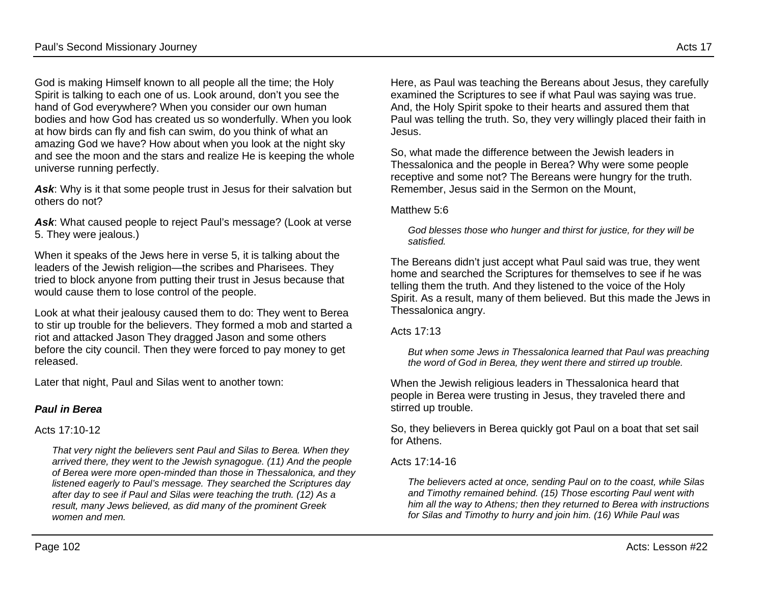God is making Himself known to all people all the time; the Holy Spirit is talking to each one of us. Look around, don't you see the hand of God everywhere? When you consider our own human bodies and how God has created us so wonderfully. When you look at how birds can fly and fish can swim, do you think of what an amazing God we have? How about when you look at the night sky and see the moon and the stars and realize He is keeping the whole universe running perfectly.

***Ask***: Why is it that some people trust in Jesus for their salvation but others do not?

***Ask***: What caused people to reject Paul's message? (Look at verse 5. They were jealous.)

When it speaks of the Jews here in verse 5, it is talking about the leaders of the Jewish religion—the scribes and Pharisees. They tried to block anyone from putting their trust in Jesus because that would cause them to lose control of the people.

Look at what their jealousy caused them to do: They went to Berea to stir up trouble for the believers. They formed a mob and started a riot and attacked Jason They dragged Jason and some others before the city council. Then they were forced to pay money to get released.

Later that night, Paul and Silas went to another town:

### ***Paul in Berea***

Acts 17:10-12

> *That very night the believers sent Paul and Silas to Berea. When they arrived there, they went to the Jewish synagogue. (11) And the people of Berea were more open-minded than those in Thessalonica, and they listened eagerly to Paul's message. They searched the Scriptures day after day to see if Paul and Silas were teaching the truth. (12) As a result, many Jews believed, as did many of the prominent Greek women and men.*

Here, as Paul was teaching the Bereans about Jesus, they carefully examined the Scriptures to see if what Paul was saying was true. And, the Holy Spirit spoke to their hearts and assured them that Paul was telling the truth. So, they very willingly placed their faith in Jesus.

So, what made the difference between the Jewish leaders in Thessalonica and the people in Berea? Why were some people receptive and some not? The Bereans were hungry for the truth. Remember, Jesus said in the Sermon on the Mount,

Matthew 5:6

> *God blesses those who hunger and thirst for justice, for they will be satisfied.*

The Bereans didn't just accept what Paul said was true, they went home and searched the Scriptures for themselves to see if he was telling them the truth. And they listened to the voice of the Holy Spirit. As a result, many of them believed. But this made the Jews in Thessalonica angry.

Acts 17:13

> *But when some Jews in Thessalonica learned that Paul was preaching the word of God in Berea, they went there and stirred up trouble.*

When the Jewish religious leaders in Thessalonica heard that people in Berea were trusting in Jesus, they traveled there and stirred up trouble.

So, they believers in Berea quickly got Paul on a boat that set sail for Athens.

Acts 17:14-16

> *The believers acted at once, sending Paul on to the coast, while Silas and Timothy remained behind. (15) Those escorting Paul went with him all the way to Athens; then they returned to Berea with instructions for Silas and Timothy to hurry and join him. (16) While Paul was*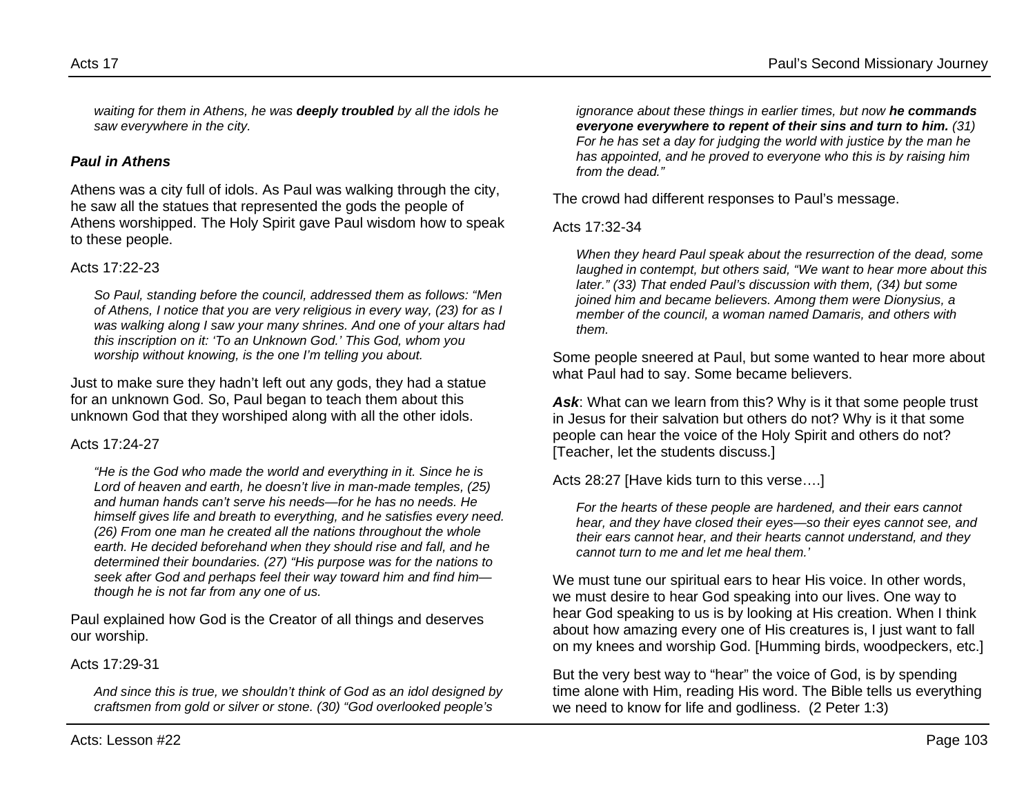*waiting for them in Athens, he was **deeply troubled** by all the idols he saw everywhere in the city.*

### *Paul in Athens*

Athens was a city full of idols. As Paul was walking through the city, he saw all the statues that represented the gods the people of Athens worshipped. The Holy Spirit gave Paul wisdom how to speak to these people.

Acts 17:22-23

> *So Paul, standing before the council, addressed them as follows: "Men of Athens, I notice that you are very religious in every way, (23) for as I was walking along I saw your many shrines. And one of your altars had this inscription on it: 'To an Unknown God.' This God, whom you worship without knowing, is the one I'm telling you about.*

Just to make sure they hadn't left out any gods, they had a statue for an unknown God. So, Paul began to teach them about this unknown God that they worshiped along with all the other idols.

Acts 17:24-27

> *"He is the God who made the world and everything in it. Since he is Lord of heaven and earth, he doesn't live in man-made temples, (25) and human hands can't serve his needs—for he has no needs. He himself gives life and breath to everything, and he satisfies every need. (26) From one man he created all the nations throughout the whole earth. He decided beforehand when they should rise and fall, and he determined their boundaries. (27) "His purpose was for the nations to seek after God and perhaps feel their way toward him and find him—though he is not far from any one of us.*

Paul explained how God is the Creator of all things and deserves our worship.

Acts 17:29-31

> *And since this is true, we shouldn't think of God as an idol designed by craftsmen from gold or silver or stone. (30) "God overlooked people's ignorance about these things in earlier times, but now **he commands everyone everywhere to repent of their sins and turn to him.** (31) For he has set a day for judging the world with justice by the man he has appointed, and he proved to everyone who this is by raising him from the dead."*

The crowd had different responses to Paul's message.

Acts 17:32-34

> *When they heard Paul speak about the resurrection of the dead, some laughed in contempt, but others said, "We want to hear more about this later." (33) That ended Paul's discussion with them, (34) but some joined him and became believers. Among them were Dionysius, a member of the council, a woman named Damaris, and others with them.*

Some people sneered at Paul, but some wanted to hear more about what Paul had to say. Some became believers.

***Ask***: What can we learn from this? Why is it that some people trust in Jesus for their salvation but others do not? Why is it that some people can hear the voice of the Holy Spirit and others do not? [Teacher, let the students discuss.]

Acts 28:27 [Have kids turn to this verse….]

> *For the hearts of these people are hardened, and their ears cannot hear, and they have closed their eyes—so their eyes cannot see, and their ears cannot hear, and their hearts cannot understand, and they cannot turn to me and let me heal them.'*

We must tune our spiritual ears to hear His voice. In other words, we must desire to hear God speaking into our lives. One way to hear God speaking to us is by looking at His creation. When I think about how amazing every one of His creatures is, I just want to fall on my knees and worship God. [Humming birds, woodpeckers, etc.]

But the very best way to "hear" the voice of God, is by spending time alone with Him, reading His word. The Bible tells us everything we need to know for life and godliness. (2 Peter 1:3)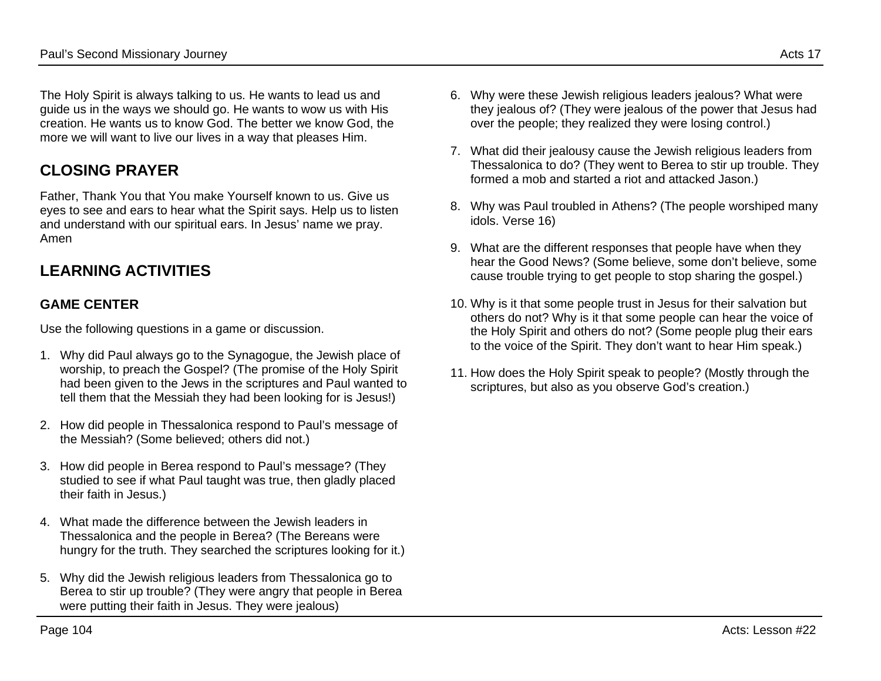The Holy Spirit is always talking to us. He wants to lead us and guide us in the ways we should go. He wants to wow us with His creation. He wants us to know God. The better we know God, the more we will want to live our lives in a way that pleases Him.

## CLOSING PRAYER

Father, Thank You that You make Yourself known to us. Give us eyes to see and ears to hear what the Spirit says. Help us to listen and understand with our spiritual ears. In Jesus' name we pray. Amen

## LEARNING ACTIVITIES

### GAME CENTER

Use the following questions in a game or discussion.

1. Why did Paul always go to the Synagogue, the Jewish place of worship, to preach the Gospel? (The promise of the Holy Spirit had been given to the Jews in the scriptures and Paul wanted to tell them that the Messiah they had been looking for is Jesus!)
2. How did people in Thessalonica respond to Paul's message of the Messiah? (Some believed; others did not.)
3. How did people in Berea respond to Paul's message? (They studied to see if what Paul taught was true, then gladly placed their faith in Jesus.)
4. What made the difference between the Jewish leaders in Thessalonica and the people in Berea? (The Bereans were hungry for the truth. They searched the scriptures looking for it.)
5. Why did the Jewish religious leaders from Thessalonica go to Berea to stir up trouble? (They were angry that people in Berea were putting their faith in Jesus. They were jealous)
6. Why were these Jewish religious leaders jealous? What were they jealous of? (They were jealous of the power that Jesus had over the people; they realized they were losing control.)
7. What did their jealousy cause the Jewish religious leaders from Thessalonica to do? (They went to Berea to stir up trouble. They formed a mob and started a riot and attacked Jason.)
8. Why was Paul troubled in Athens? (The people worshiped many idols. Verse 16)
9. What are the different responses that people have when they hear the Good News? (Some believe, some don't believe, some cause trouble trying to get people to stop sharing the gospel.)
10. Why is it that some people trust in Jesus for their salvation but others do not? Why is it that some people can hear the voice of the Holy Spirit and others do not? (Some people plug their ears to the voice of the Spirit. They don't want to hear Him speak.)
11. How does the Holy Spirit speak to people? (Mostly through the scriptures, but also as you observe God's creation.)